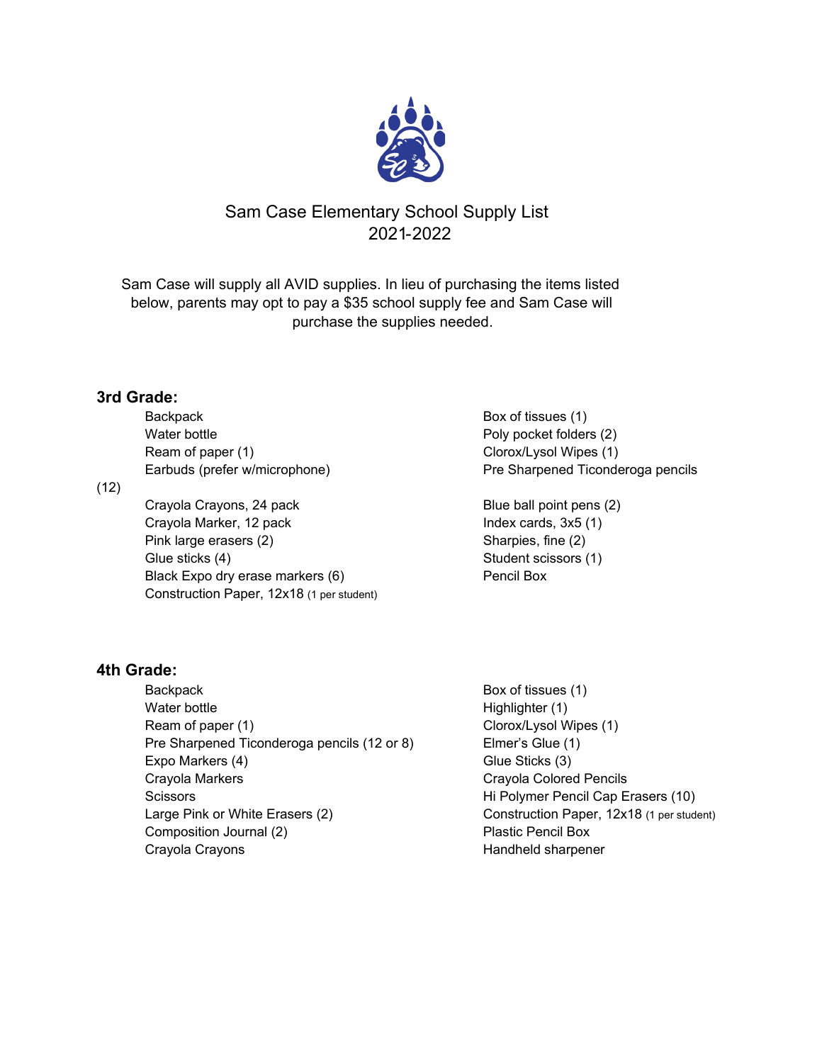# Sam Case Elementary School Supply List
2021-2022

Sam Case will supply all AVID supplies. In lieu of purchasing the items listed below, parents may opt to pay a $35 school supply fee and Sam Case will purchase the supplies needed.

## 3rd Grade:

- Backpack
- Water bottle
- Ream of paper (1)
- Earbuds (prefer w/microphone)
- Crayola Crayons, 24 pack
- Crayola Marker, 12 pack
- Pink large erasers (2)
- Glue sticks (4)
- Black Expo dry erase markers (6)
- Construction Paper, 12x18 (1 per student)
- Box of tissues (1)
- Poly pocket folders (2)
- Clorox/Lysol Wipes (1)
- Pre Sharpened Ticonderoga pencils (12)
- Blue ball point pens (2)
- Index cards, 3x5 (1)
- Sharpies, fine (2)
- Student scissors (1)
- Pencil Box

## 4th Grade:

- Backpack
- Water bottle
- Ream of paper (1)
- Pre Sharpened Ticonderoga pencils (12 or 8)
- Expo Markers (4)
- Crayola Markers
- Scissors
- Large Pink or White Erasers (2)
- Composition Journal (2)
- Crayola Crayons
- Box of tissues (1)
- Highlighter (1)
- Clorox/Lysol Wipes (1)
- Elmer's Glue (1)
- Glue Sticks (3)
- Crayola Colored Pencils
- Hi Polymer Pencil Cap Erasers (10)
- Construction Paper, 12x18 (1 per student)
- Plastic Pencil Box
- Handheld sharpener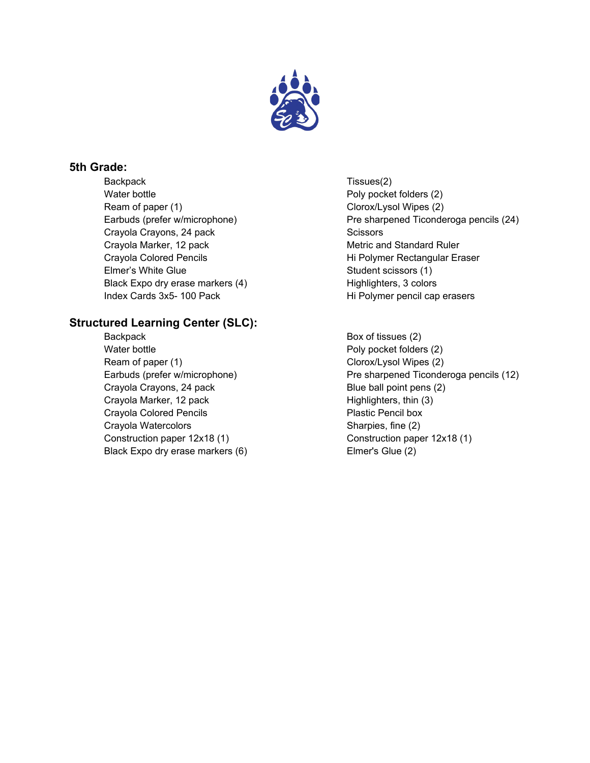## 5th Grade:

- Backpack
- Water bottle
- Ream of paper (1)
- Earbuds (prefer w/microphone)
- Crayola Crayons, 24 pack
- Crayola Marker, 12 pack
- Crayola Colored Pencils
- Elmer's White Glue
- Black Expo dry erase markers (4)
- Index Cards 3x5- 100 Pack
- Tissues(2)
- Poly pocket folders (2)
- Clorox/Lysol Wipes (2)
- Pre sharpened Ticonderoga pencils (24)
- Scissors
- Metric and Standard Ruler
- Hi Polymer Rectangular Eraser
- Student scissors (1)
- Highlighters, 3 colors
- Hi Polymer pencil cap erasers

## Structured Learning Center (SLC):

- Backpack
- Water bottle
- Ream of paper (1)
- Earbuds (prefer w/microphone)
- Crayola Crayons, 24 pack
- Crayola Marker, 12 pack
- Crayola Colored Pencils
- Crayola Watercolors
- Construction paper 12x18 (1)
- Black Expo dry erase markers (6)
- Box of tissues (2)
- Poly pocket folders (2)
- Clorox/Lysol Wipes (2)
- Pre sharpened Ticonderoga pencils (12)
- Blue ball point pens (2)
- Highlighters, thin (3)
- Plastic Pencil box
- Sharpies, fine (2)
- Construction paper 12x18 (1)
- Elmer's Glue (2)